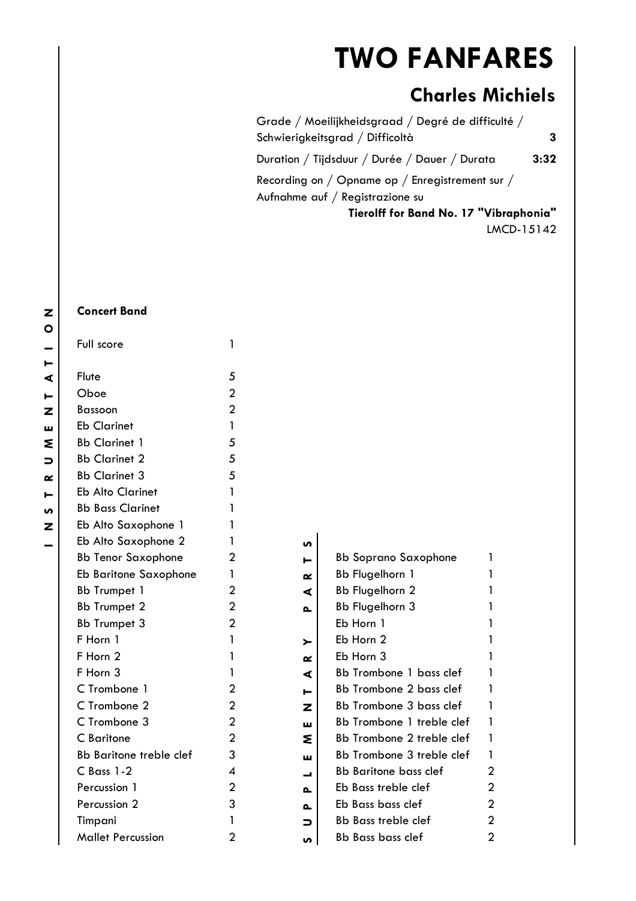# TWO FANFARES

## Charles Michiels

Grade / Moeilijkheidsgraad / Degré de difficulté / Schwierigkeitsgrad / Difficoltà **3**

Duration / Tijdsduur / Durée / Dauer / Durata **3:32**

Recording on / Opname op / Enregistrement sur / Aufnahme auf / Registrazione su
**Tierolff for Band No. 17 "Vibraphonia"**
LMCD-15142

### INSTRUMENTATION

**Concert Band**

| | |
|---|---|
| Full score | 1 |
| Flute | 5 |
| Oboe | 2 |
| Bassoon | 2 |
| Eb Clarinet | 1 |
| Bb Clarinet 1 | 5 |
| Bb Clarinet 2 | 5 |
| Bb Clarinet 3 | 5 |
| Eb Alto Clarinet | 1 |
| Bb Bass Clarinet | 1 |
| Eb Alto Saxophone 1 | 1 |
| Eb Alto Saxophone 2 | 1 |
| Bb Tenor Saxophone | 2 |
| Eb Baritone Saxophone | 1 |
| Bb Trumpet 1 | 2 |
| Bb Trumpet 2 | 2 |
| Bb Trumpet 3 | 2 |
| F Horn 1 | 1 |
| F Horn 2 | 1 |
| F Horn 3 | 1 |
| C Trombone 1 | 2 |
| C Trombone 2 | 2 |
| C Trombone 3 | 2 |
| C Baritone | 2 |
| Bb Baritone treble clef | 3 |
| C Bass 1-2 | 4 |
| Percussion 1 | 2 |
| Percussion 2 | 3 |
| Timpani | 1 |
| Mallet Percussion | 2 |

### SUPPLEMENTARY PARTS

| | |
|---|---|
| Bb Soprano Saxophone | 1 |
| Bb Flugelhorn 1 | 1 |
| Bb Flugelhorn 2 | 1 |
| Bb Flugelhorn 3 | 1 |
| Eb Horn 1 | 1 |
| Eb Horn 2 | 1 |
| Eb Horn 3 | 1 |
| Bb Trombone 1 bass clef | 1 |
| Bb Trombone 2 bass clef | 1 |
| Bb Trombone 3 bass clef | 1 |
| Bb Trombone 1 treble clef | 1 |
| Bb Trombone 2 treble clef | 1 |
| Bb Trombone 3 treble clef | 1 |
| Bb Baritone bass clef | 2 |
| Eb Bass treble clef | 2 |
| Eb Bass bass clef | 2 |
| Bb Bass treble clef | 2 |
| Bb Bass bass clef | 2 |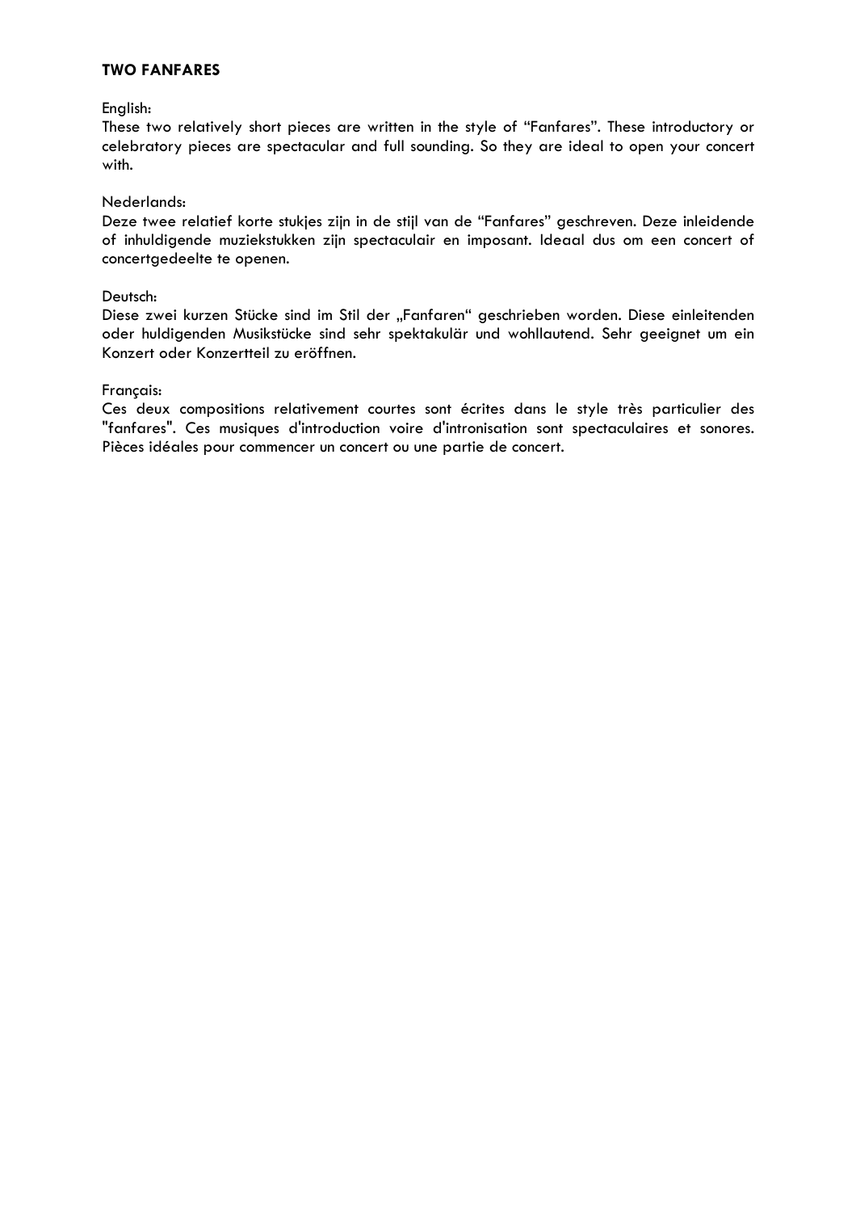**TWO FANFARES**

English:
These two relatively short pieces are written in the style of “Fanfares”. These introductory or celebratory pieces are spectacular and full sounding. So they are ideal to open your concert with.

Nederlands:
Deze twee relatief korte stukjes zijn in de stijl van de “Fanfares” geschreven. Deze inleidende of inhuldigende muziekstukken zijn spectaculair en imposant. Ideaal dus om een concert of concertgedeelte te openen.

Deutsch:
Diese zwei kurzen Stücke sind im Stil der „Fanfaren“ geschrieben worden. Diese einleitenden oder huldigenden Musikstücke sind sehr spektakulär und wohllautend. Sehr geeignet um ein Konzert oder Konzertteil zu eröffnen.

Français:
Ces deux compositions relativement courtes sont écrites dans le style très particulier des "fanfares". Ces musiques d'introduction voire d'intronisation sont spectaculaires et sonores. Pièces idéales pour commencer un concert ou une partie de concert.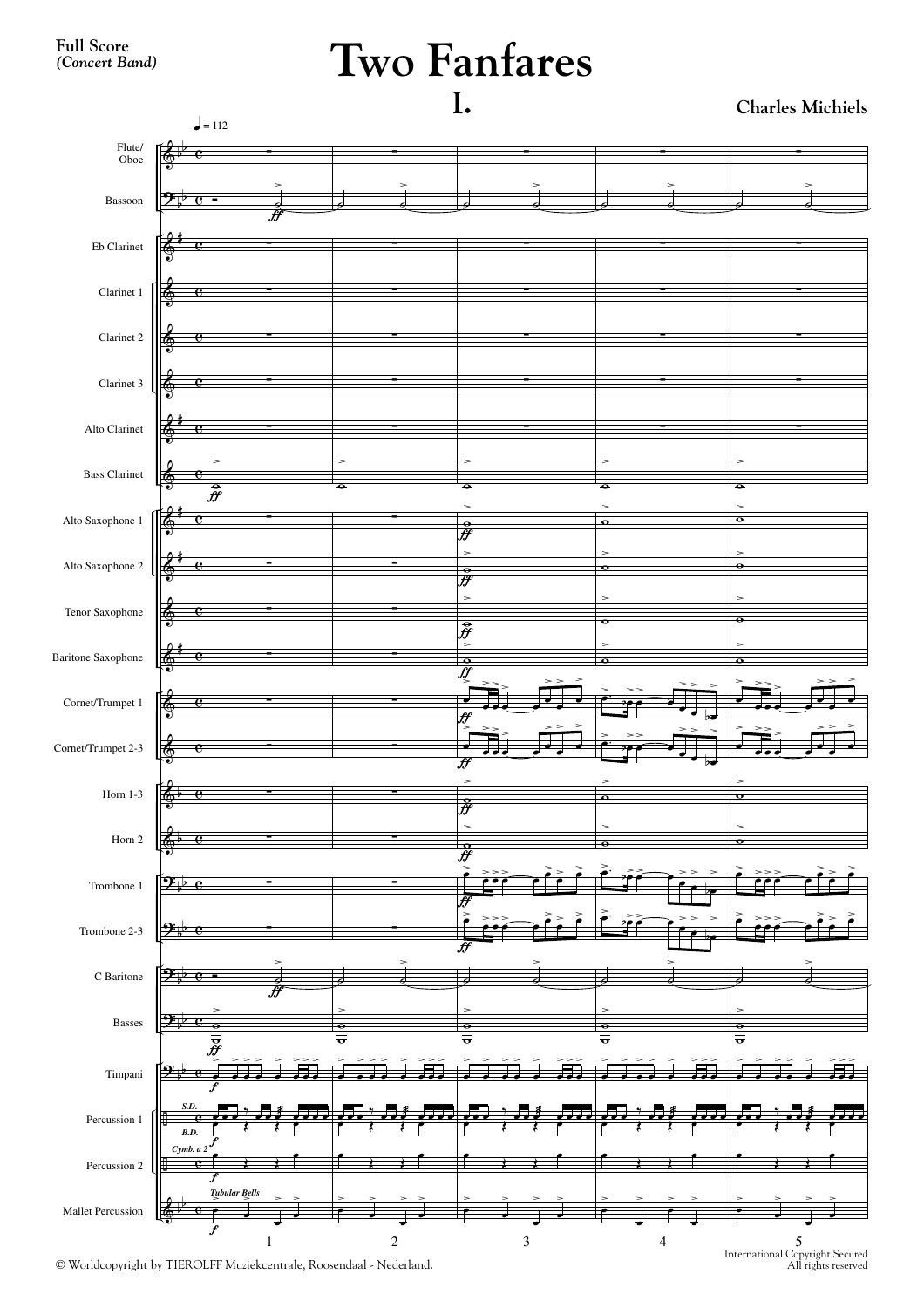Full Score
*(Concert Band)*

# Two Fanfares

## I.

**Charles Michiels**

♩ = 112

Flute/Oboe
Bassoon
Eb Clarinet
Clarinet 1
Clarinet 2
Clarinet 3
Alto Clarinet
Bass Clarinet
Alto Saxophone 1
Alto Saxophone 2
Tenor Saxophone
Baritone Saxophone
Cornet/Trumpet 1
Cornet/Trumpet 2-3
Horn 1-3
Horn 2
Trombone 1
Trombone 2-3
C Baritone
Basses
Timpani
Percussion 1 (S.D., B.D.)
Percussion 2 (Cymb. a 2)
Mallet Percussion (Tubular Bells)

© Worldcopyright by TIEROLFF Muziekcentrale, Roosendaal - Nederland.

International Copyright Secured
All rights reserved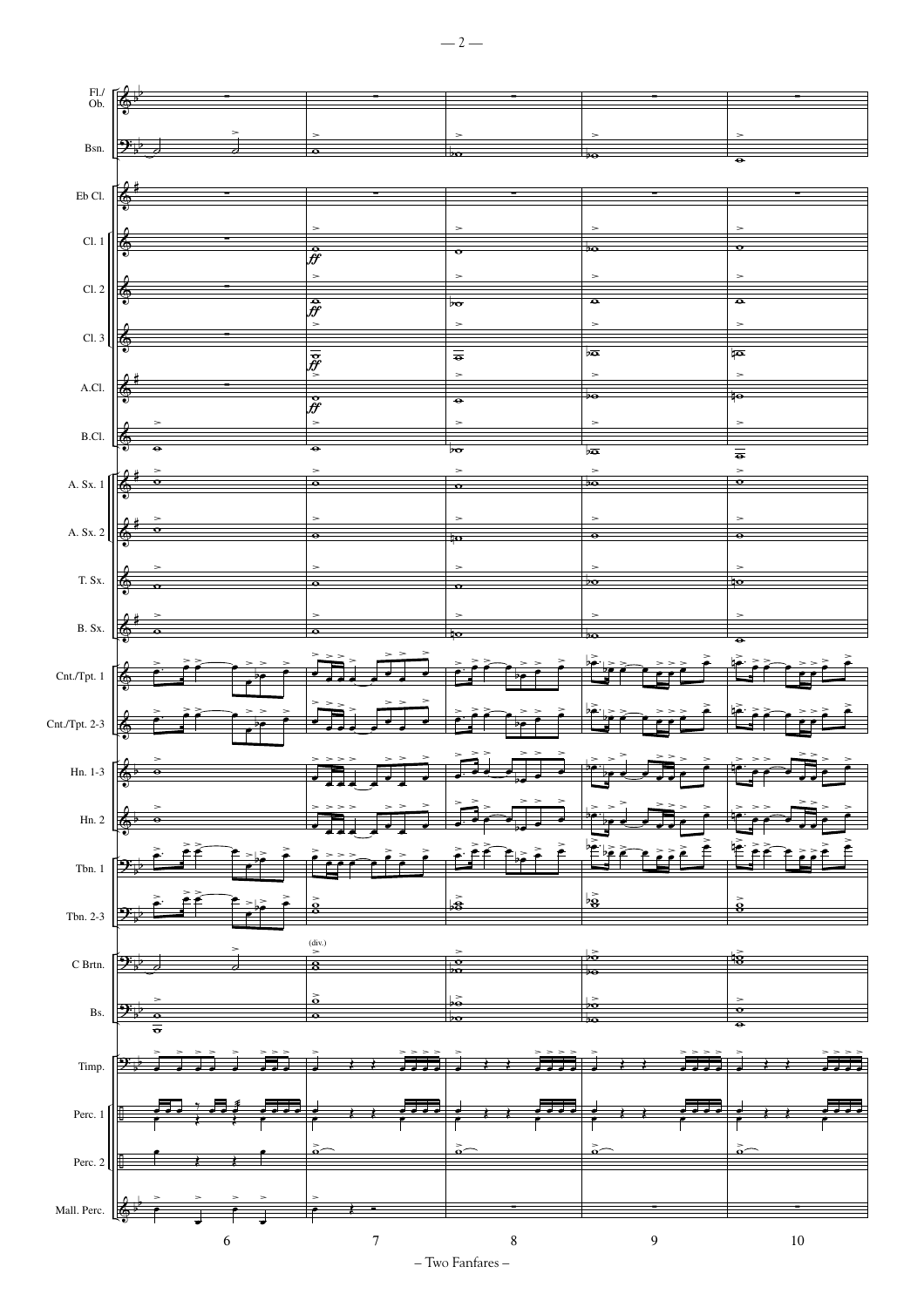Fl./ Ob.

Bsn.

Eb Cl.

Cl. 1

Cl. 2

Cl. 3

A.Cl.

B.Cl.

A. Sx. 1

A. Sx. 2

T. Sx.

B. Sx.

Cnt./Tpt. 1

Cnt./Tpt. 2-3

Hn. 1-3

Hn. 2

Tbn. 1

Tbn. 2-3

C Brtn.

Bs.

Timp.

Perc. 1

Perc. 2

Mall. Perc.

*ff*

(div.)

6 7 8 9 10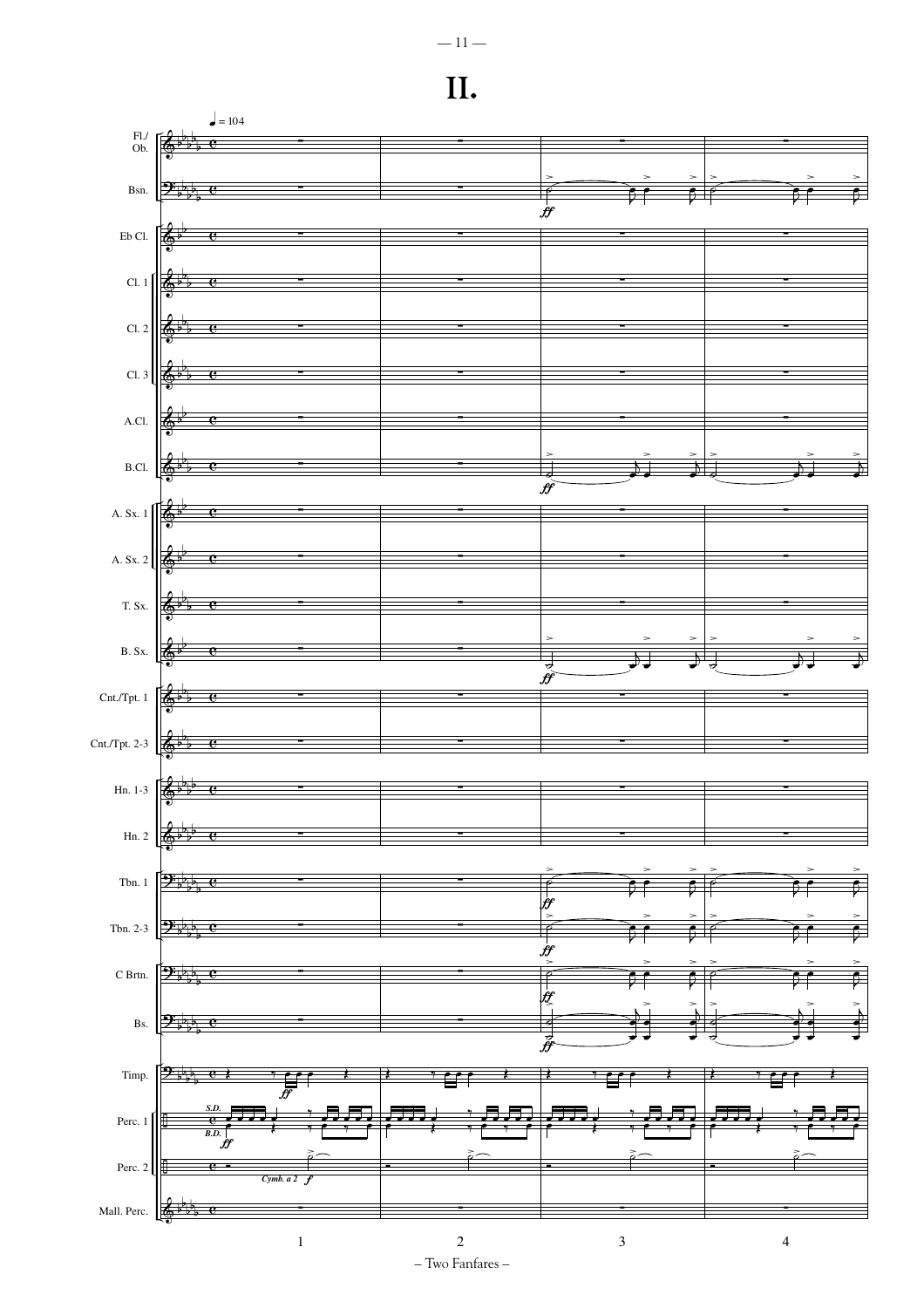# II.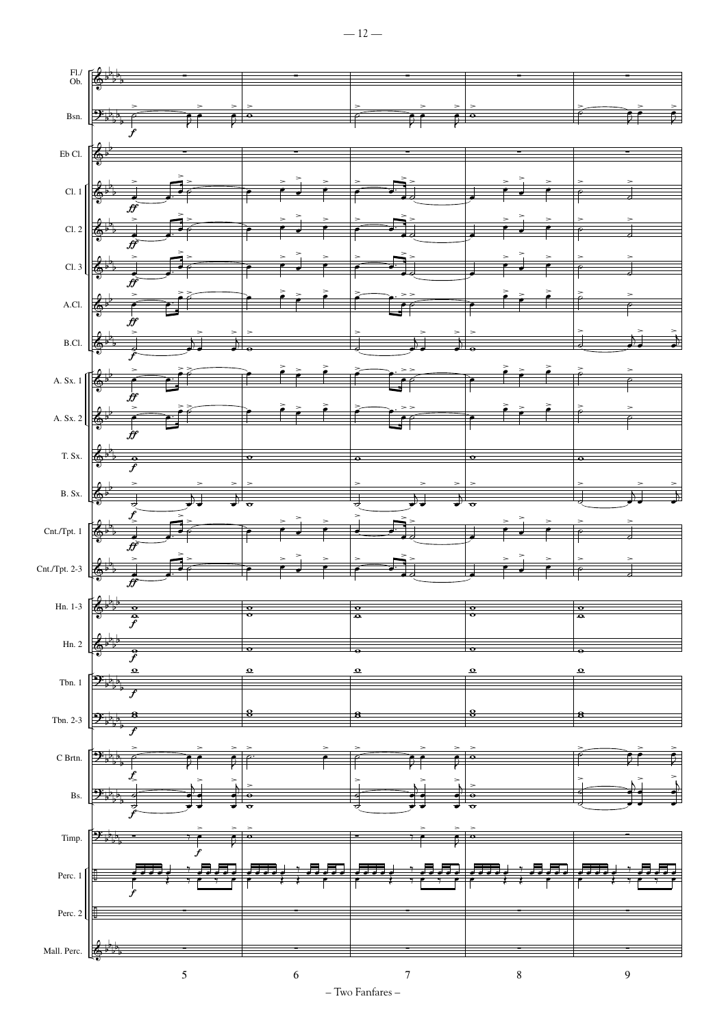Fl./Ob.

Bsn.

Eb Cl.

Cl. 1

Cl. 2

Cl. 3

A.Cl.

B.Cl.

A. Sx. 1

A. Sx. 2

T. Sx.

B. Sx.

Cnt./Tpt. 1

Cnt./Tpt. 2-3

Hn. 1-3

Hn. 2

Tbn. 1

Tbn. 2-3

C Brtn.

Bs.

Timp.

Perc. 1

Perc. 2

Mall. Perc.

5 6 7 8 9

– Two Fanfares –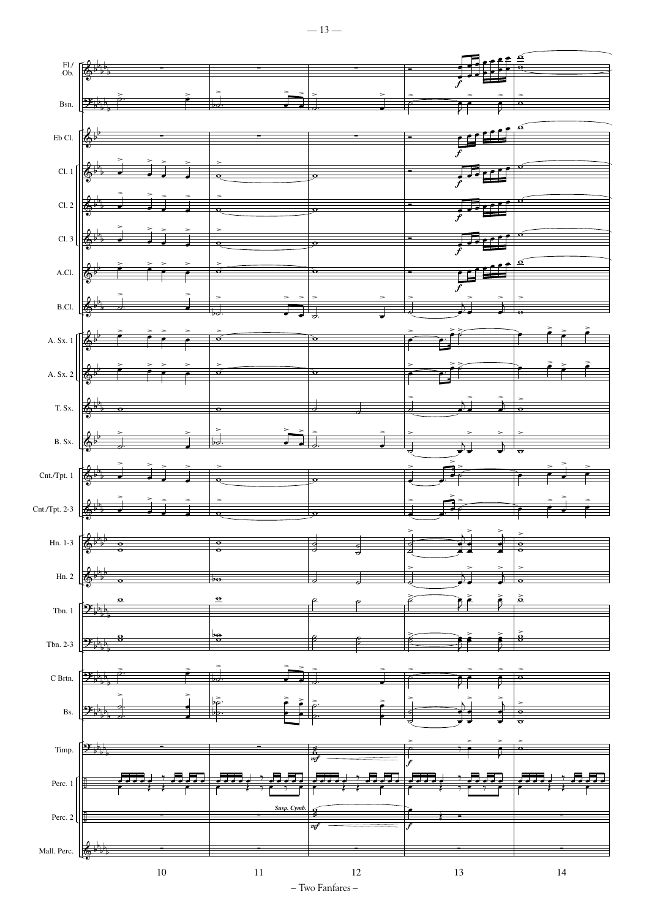Fl./ Ob.

Bsn.

Eb Cl.

Cl. 1

Cl. 2

Cl. 3

A.Cl.

B.Cl.

A. Sx. 1

A. Sx. 2

T. Sx.

B. Sx.

Cnt./Tpt. 1

Cnt./Tpt. 2-3

Hn. 1-3

Hn. 2

Tbn. 1

Tbn. 2-3

C Brtn.

Bs.

Timp.

Perc. 1

Perc. 2

*Susp. Cymb.*

Mall. Perc.

10 11 12 13 14